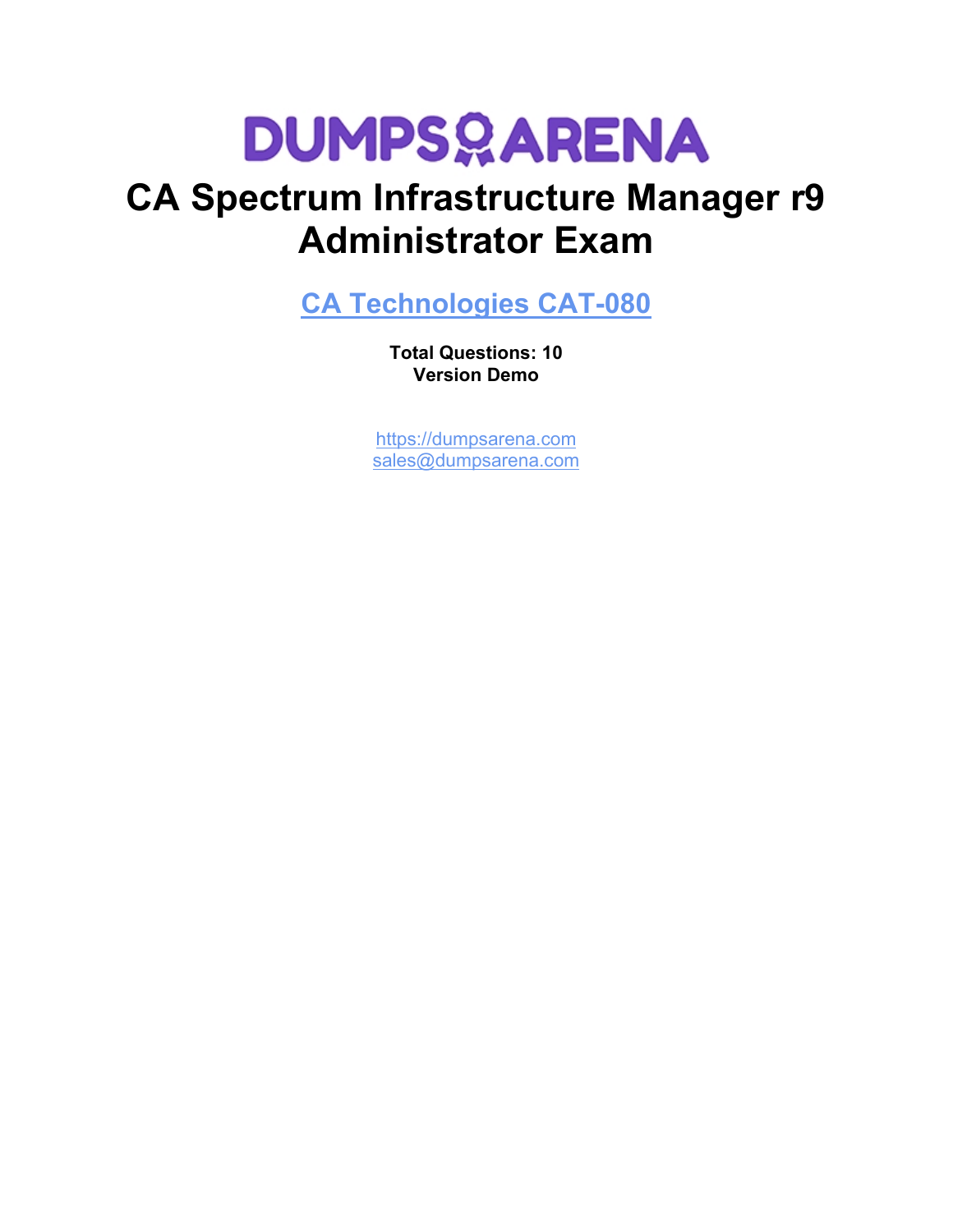# DUMPSARENA

# CA Spectrum Infrastructure Manager r9 Administrator Exam

## [CA Technologies CAT-080](https://dumpsarena.com)

**Total Questions: 10**
**Version Demo**

[https://dumpsarena.com](https://dumpsarena.com)
[sales@dumpsarena.com](mailto:sales@dumpsarena.com)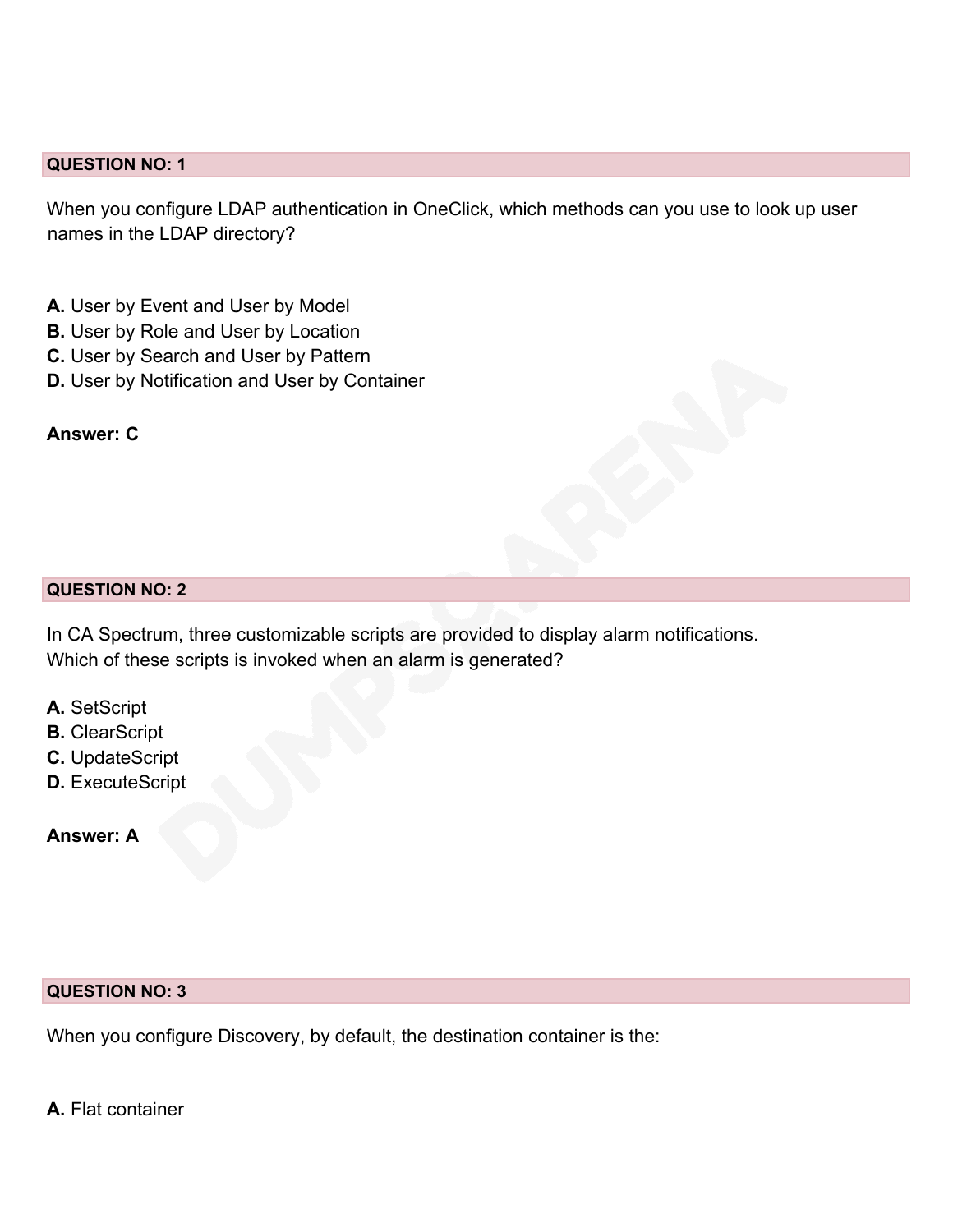**QUESTION NO: 1**

When you configure LDAP authentication in OneClick, which methods can you use to look up user names in the LDAP directory?

**A.** User by Event and User by Model
**B.** User by Role and User by Location
**C.** User by Search and User by Pattern
**D.** User by Notification and User by Container

**Answer: C**

**QUESTION NO: 2**

In CA Spectrum, three customizable scripts are provided to display alarm notifications.
Which of these scripts is invoked when an alarm is generated?

**A.** SetScript
**B.** ClearScript
**C.** UpdateScript
**D.** ExecuteScript

**Answer: A**

**QUESTION NO: 3**

When you configure Discovery, by default, the destination container is the:

**A.** Flat container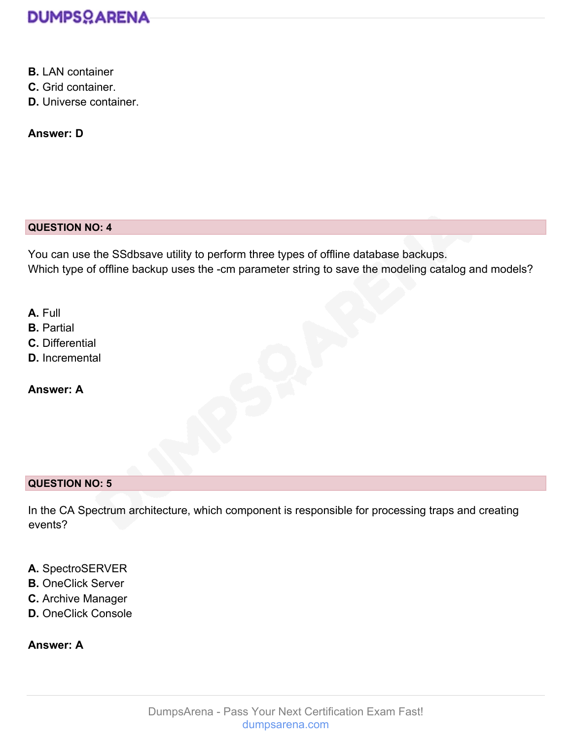**B.** LAN container
**C.** Grid container.
**D.** Universe container.

**Answer: D**

**QUESTION NO: 4**

You can use the SSdbsave utility to perform three types of offline database backups.
Which type of offline backup uses the -cm parameter string to save the modeling catalog and models?

**A.** Full
**B.** Partial
**C.** Differential
**D.** Incremental

**Answer: A**

**QUESTION NO: 5**

In the CA Spectrum architecture, which component is responsible for processing traps and creating events?

**A.** SpectroSERVER
**B.** OneClick Server
**C.** Archive Manager
**D.** OneClick Console

**Answer: A**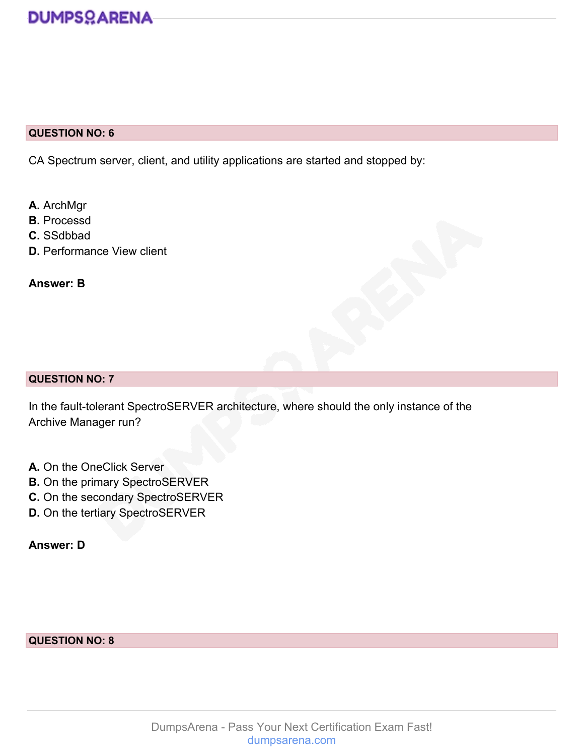**QUESTION NO: 6**

CA Spectrum server, client, and utility applications are started and stopped by:

**A.** ArchMgr
**B.** Processd
**C.** SSdbbad
**D.** Performance View client

**Answer: B**

**QUESTION NO: 7**

In the fault-tolerant SpectroSERVER architecture, where should the only instance of the Archive Manager run?

**A.** On the OneClick Server
**B.** On the primary SpectroSERVER
**C.** On the secondary SpectroSERVER
**D.** On the tertiary SpectroSERVER

**Answer: D**

**QUESTION NO: 8**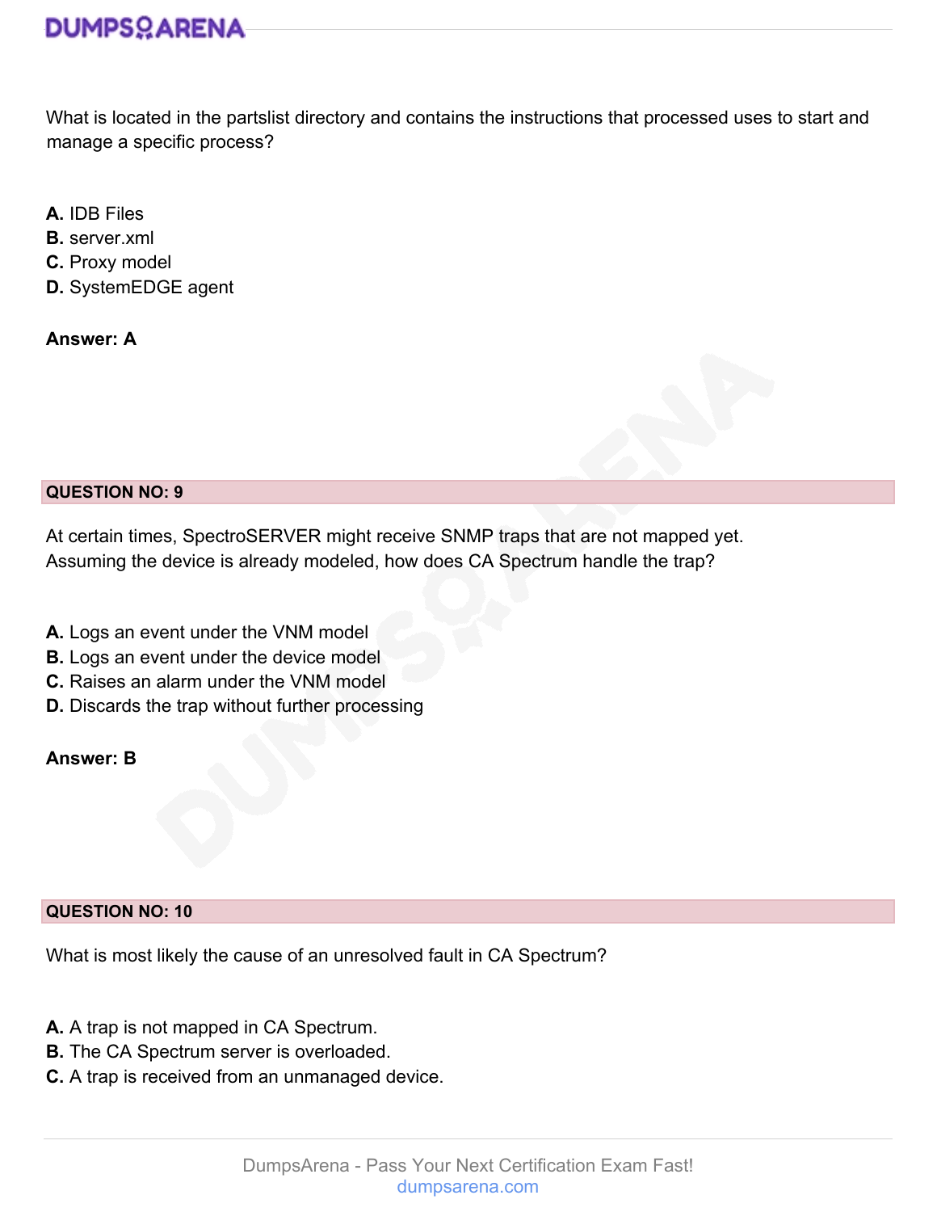What is located in the partslist directory and contains the instructions that processed uses to start and manage a specific process?

**A.** IDB Files
**B.** server.xml
**C.** Proxy model
**D.** SystemEDGE agent

**Answer: A**

**QUESTION NO: 9**

At certain times, SpectroSERVER might receive SNMP traps that are not mapped yet. Assuming the device is already modeled, how does CA Spectrum handle the trap?

**A.** Logs an event under the VNM model
**B.** Logs an event under the device model
**C.** Raises an alarm under the VNM model
**D.** Discards the trap without further processing

**Answer: B**

**QUESTION NO: 10**

What is most likely the cause of an unresolved fault in CA Spectrum?

**A.** A trap is not mapped in CA Spectrum.
**B.** The CA Spectrum server is overloaded.
**C.** A trap is received from an unmanaged device.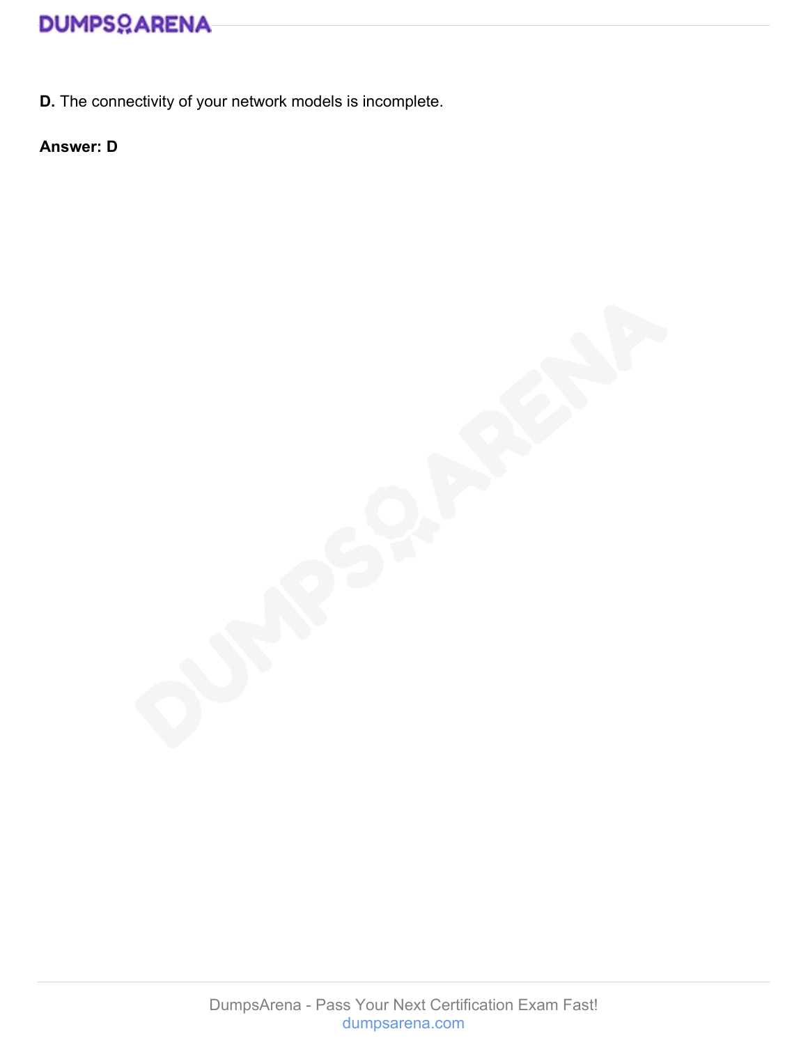**D.** The connectivity of your network models is incomplete.

**Answer: D**